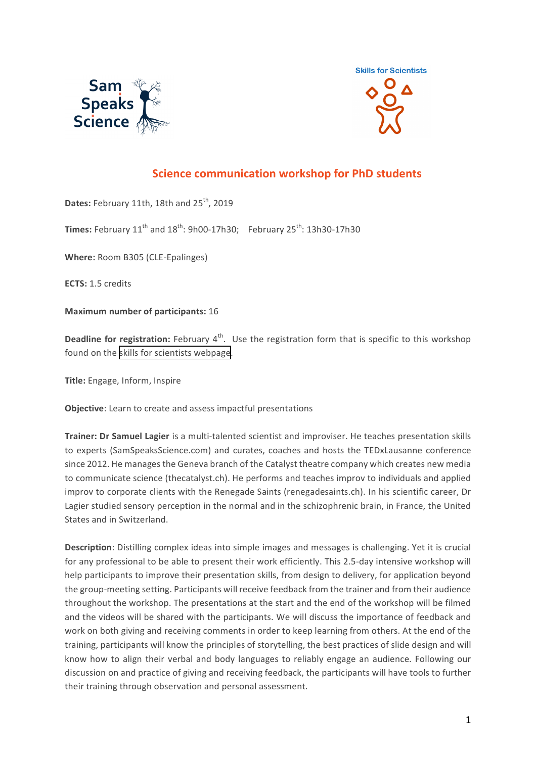## Science communication workshop for PhD students

**Dates:** February 11th, 18th and 25th, 2019

**Times:** February 11th and 18th: 9h00-17h30; February 25th: 13h30-17h30

**Where:** Room B305 (CLE-Epalinges)

**ECTS:** 1.5 credits

**Maximum number of participants:** 16

**Deadline for registration:** February 4th. Use the registration form that is specific to this workshop found on the skills for scientists webpage.

**Title:** Engage, Inform, Inspire

**Objective**: Learn to create and assess impactful presentations

**Trainer: Dr Samuel Lagier** is a multi-talented scientist and improviser. He teaches presentation skills to experts (SamSpeaksScience.com) and curates, coaches and hosts the TEDxLausanne conference since 2012. He manages the Geneva branch of the Catalyst theatre company which creates new media to communicate science (thecatalyst.ch). He performs and teaches improv to individuals and applied improv to corporate clients with the Renegade Saints (renegadesaints.ch). In his scientific career, Dr Lagier studied sensory perception in the normal and in the schizophrenic brain, in France, the United States and in Switzerland.

**Description**: Distilling complex ideas into simple images and messages is challenging. Yet it is crucial for any professional to be able to present their work efficiently. This 2.5-day intensive workshop will help participants to improve their presentation skills, from design to delivery, for application beyond the group-meeting setting. Participants will receive feedback from the trainer and from their audience throughout the workshop. The presentations at the start and the end of the workshop will be filmed and the videos will be shared with the participants. We will discuss the importance of feedback and work on both giving and receiving comments in order to keep learning from others. At the end of the training, participants will know the principles of storytelling, the best practices of slide design and will know how to align their verbal and body languages to reliably engage an audience. Following our discussion on and practice of giving and receiving feedback, the participants will have tools to further their training through observation and personal assessment.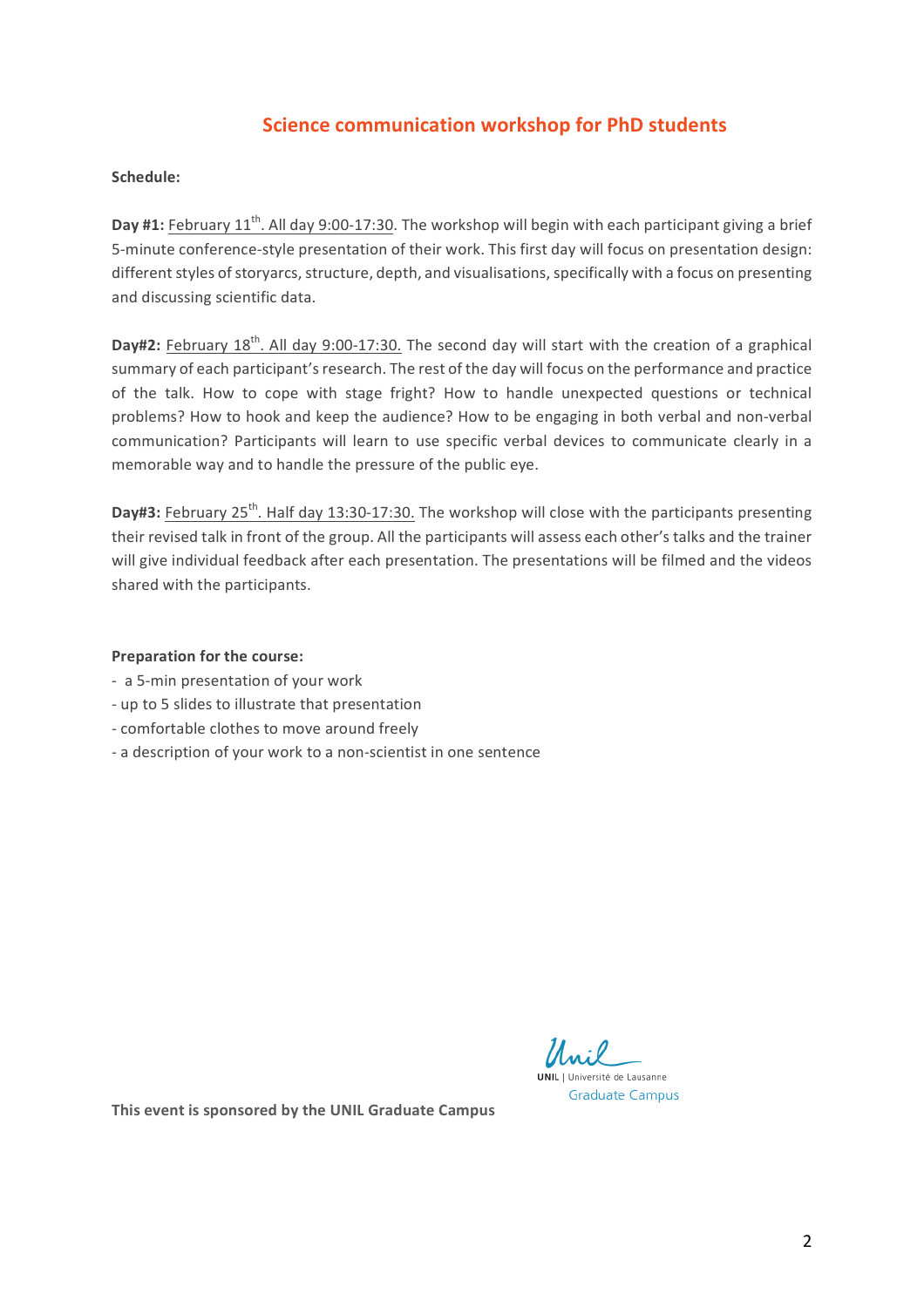## Science communication workshop for PhD students

**Schedule:**

**Day #1:** February 11th. All day 9:00-17:30. The workshop will begin with each participant giving a brief 5-minute conference-style presentation of their work. This first day will focus on presentation design: different styles of storyarcs, structure, depth, and visualisations, specifically with a focus on presenting and discussing scientific data.

**Day#2:** February 18th. All day 9:00-17:30. The second day will start with the creation of a graphical summary of each participant's research. The rest of the day will focus on the performance and practice of the talk. How to cope with stage fright? How to handle unexpected questions or technical problems? How to hook and keep the audience? How to be engaging in both verbal and non-verbal communication? Participants will learn to use specific verbal devices to communicate clearly in a memorable way and to handle the pressure of the public eye.

**Day#3:** February 25th. Half day 13:30-17:30. The workshop will close with the participants presenting their revised talk in front of the group. All the participants will assess each other's talks and the trainer will give individual feedback after each presentation. The presentations will be filmed and the videos shared with the participants.

**Preparation for the course:**

- a 5-min presentation of your work
- up to 5 slides to illustrate that presentation
- comfortable clothes to move around freely
- a description of your work to a non-scientist in one sentence

**This event is sponsored by the UNIL Graduate Campus**

UNIL | Université de Lausanne
Graduate Campus